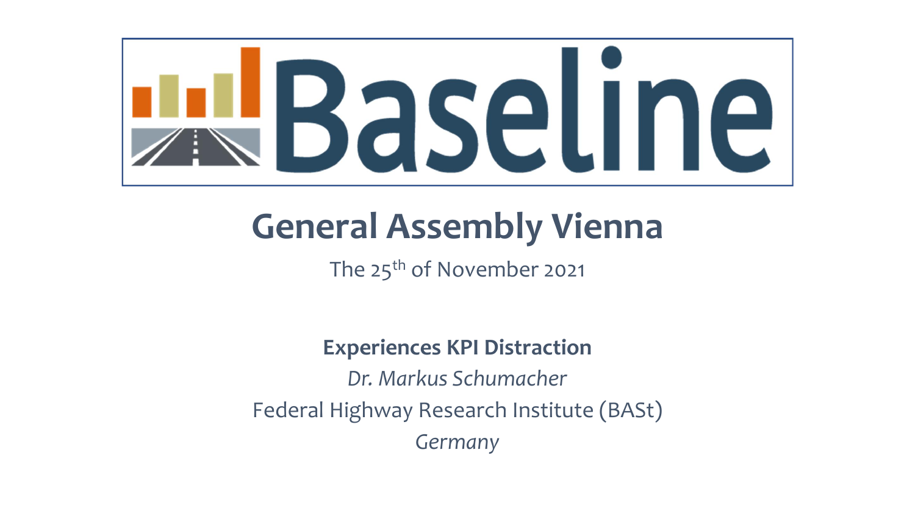# Baseline

## General Assembly Vienna

The 25th of November 2021

**Experiences KPI Distraction**

*Dr. Markus Schumacher*

Federal Highway Research Institute (BASt)

*Germany*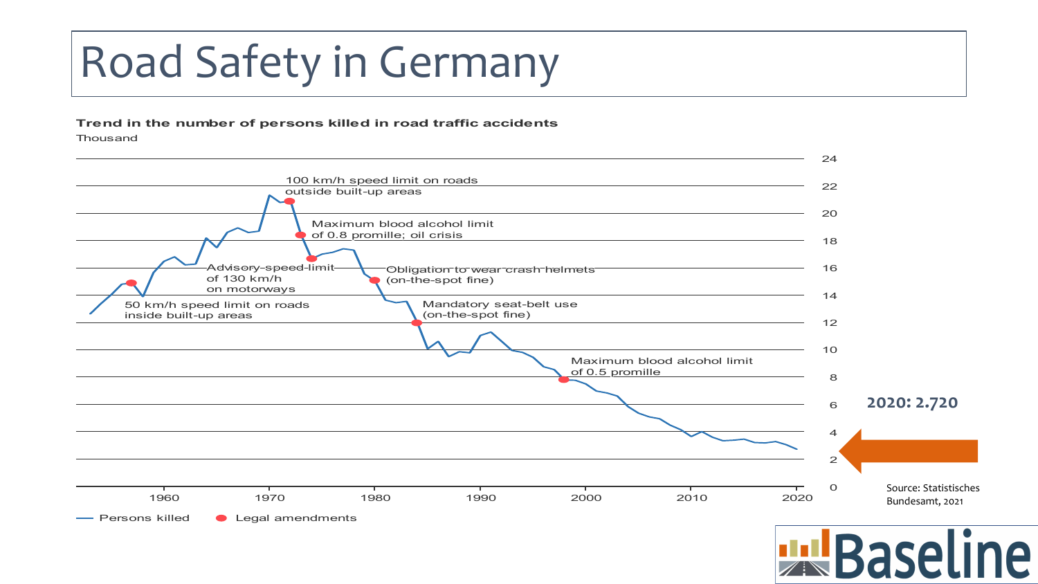# Road Safety in Germany

**Trend in the number of persons killed in road traffic accidents**

Thousand

- 50 km/h speed limit on roads inside built-up areas
- Advisory speed limit of 130 km/h on motorways
- 100 km/h speed limit on roads outside built-up areas
- Maximum blood alcohol limit of 0.8 promille; oil crisis
- Obligation to wear crash helmets (on-the-spot fine)
- Mandatory seat-belt use (on-the-spot fine)
- Maximum blood alcohol limit of 0.5 promille

Persons killed | Legal amendments

**2020: 2.720**

Source: Statistisches Bundesamt, 2021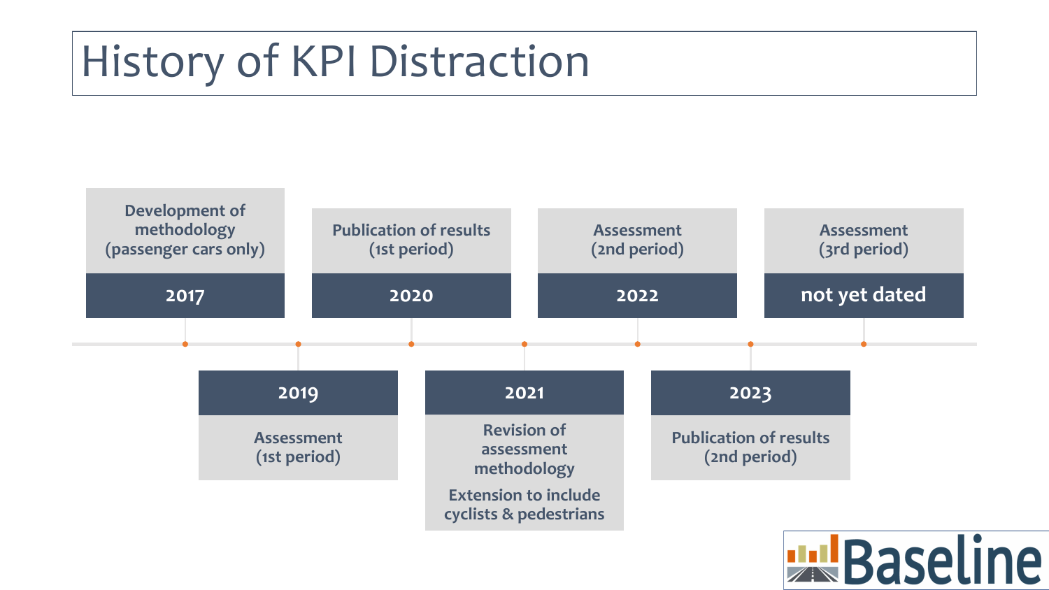# History of KPI Distraction

- **2017**: Development of methodology (passenger cars only)
- **2019**: Assessment (1st period)
- **2020**: Publication of results (1st period)
- **2021**: Revision of assessment methodology; Extension to include cyclists & pedestrians
- **2022**: Assessment (2nd period)
- **2023**: Publication of results (2nd period)
- **not yet dated**: Assessment (3rd period)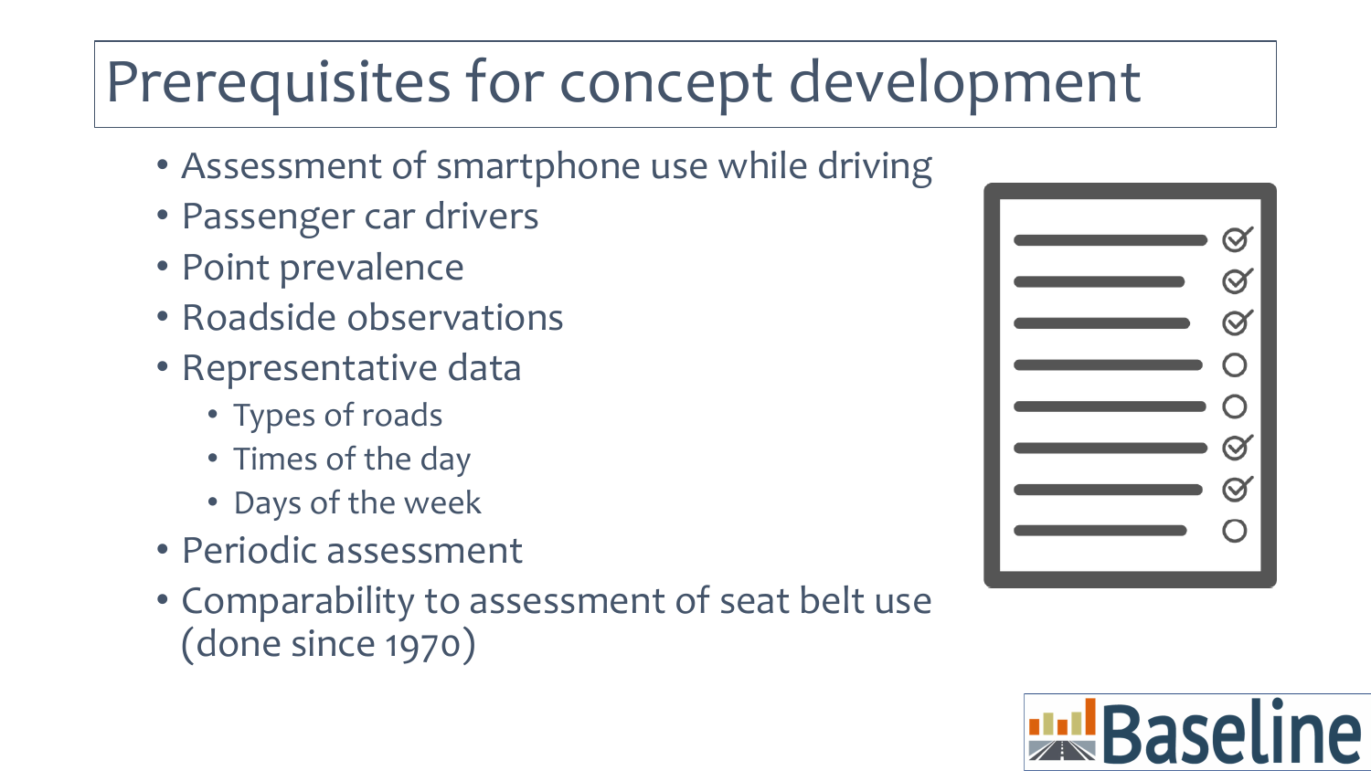# Prerequisites for concept development

- Assessment of smartphone use while driving
- Passenger car drivers
- Point prevalence
- Roadside observations
- Representative data
  - Types of roads
  - Times of the day
  - Days of the week
- Periodic assessment
- Comparability to assessment of seat belt use (done since 1970)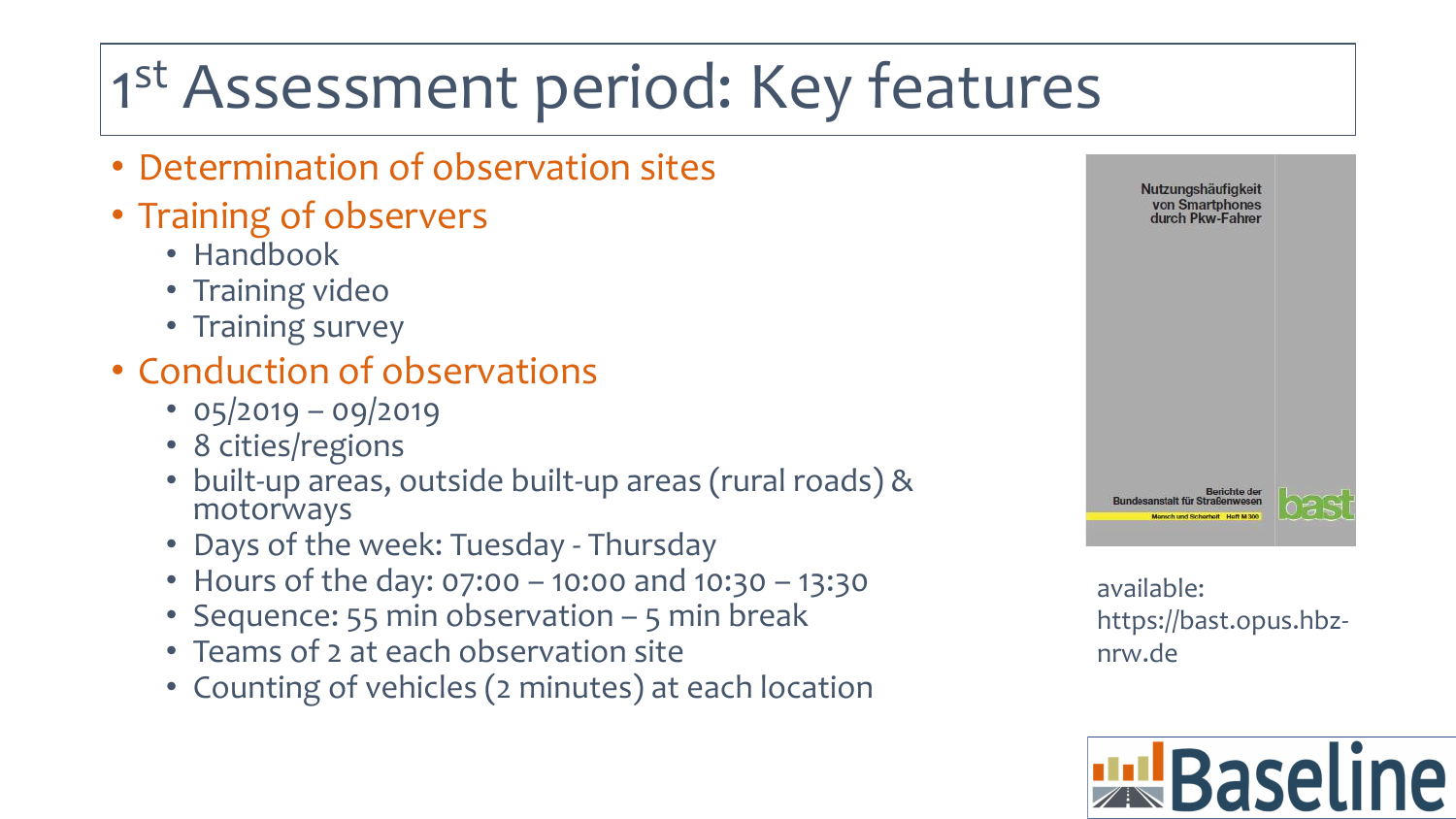# 1st Assessment period: Key features

- Determination of observation sites
- Training of observers
  - Handbook
  - Training video
  - Training survey
- Conduction of observations
  - 05/2019 – 09/2019
  - 8 cities/regions
  - built-up areas, outside built-up areas (rural roads) & motorways
  - Days of the week: Tuesday - Thursday
  - Hours of the day: 07:00 – 10:00 and 10:30 – 13:30
  - Sequence: 55 min observation – 5 min break
  - Teams of 2 at each observation site
  - Counting of vehicles (2 minutes) at each location

Nutzungshäufigkeit von Smartphones durch Pkw-Fahrer

Berichte der Bundesanstalt für Straßenwesen

Mensch und Sicherheit Heft M 300

bast

available: https://bast.opus.hbz-nrw.de

Baseline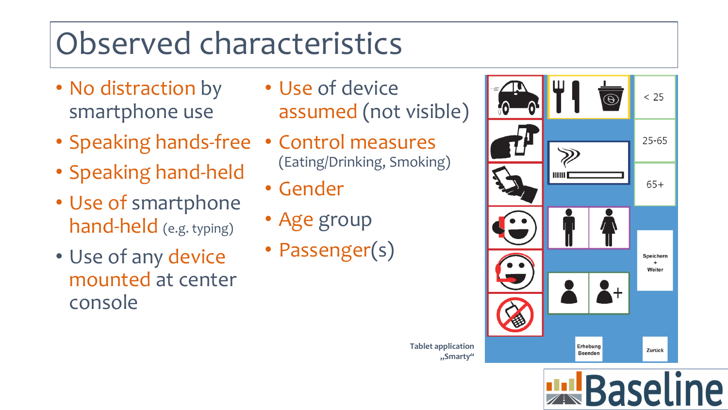# Observed characteristics

- No distraction by smartphone use
- Speaking hands-free
- Speaking hand-held
- Use of smartphone hand-held (e.g. typing)
- Use of any device mounted at center console
- Use of device assumed (not visible)
- Control measures (Eating/Drinking, Smoking)
- Gender
- Age group
- Passenger(s)

Tablet application „Smarty“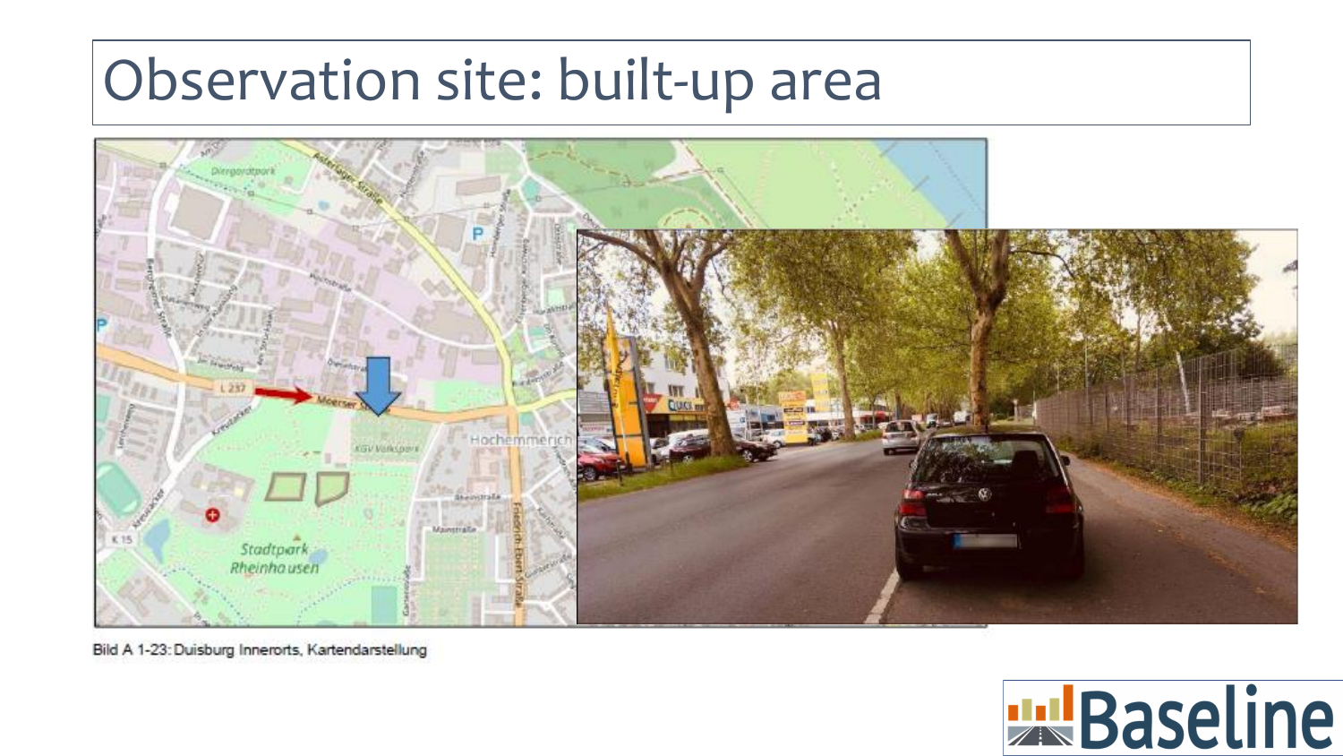# Observation site: built-up area

Bild A 1-23: Duisburg Innerorts, Kartendarstellung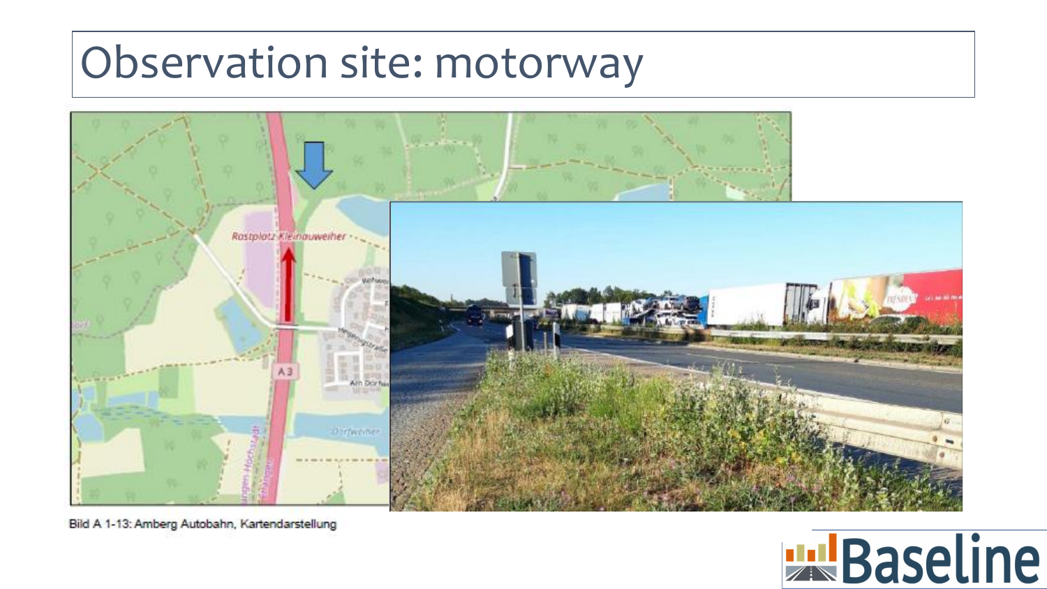# Observation site: motorway

Bild A 1-13: Amberg Autobahn, Kartendarstellung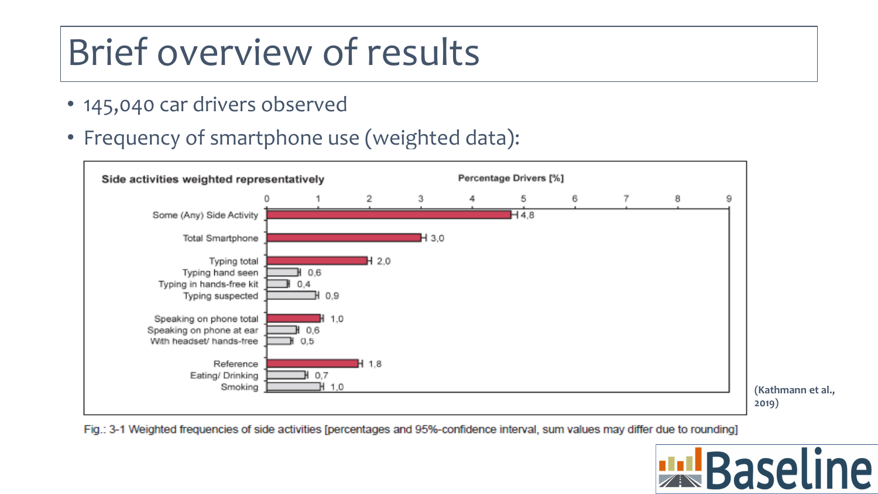# Brief overview of results

- 145,040 car drivers observed
- Frequency of smartphone use (weighted data):

**Side activities weighted representatively** — Percentage Drivers [%]

| Side activity | Percentage Drivers [%] |
|---|---|
| Some (Any) Side Activity | 4,8 |
| Total Smartphone | 3,0 |
| Typing total | 2,0 |
| Typing hand seen | 0,6 |
| Typing in hands-free kit | 0,4 |
| Typing suspected | 0,9 |
| Speaking on phone total | 1,0 |
| Speaking on phone at ear | 0,6 |
| With headset/ hands-free | 0,5 |
| Reference | 1,8 |
| Eating/ Drinking | 0,7 |
| Smoking | 1,0 |

(Kathmann et al., 2019)

Fig.: 3-1 Weighted frequencies of side activities [percentages and 95%-confidence interval, sum values may differ due to rounding]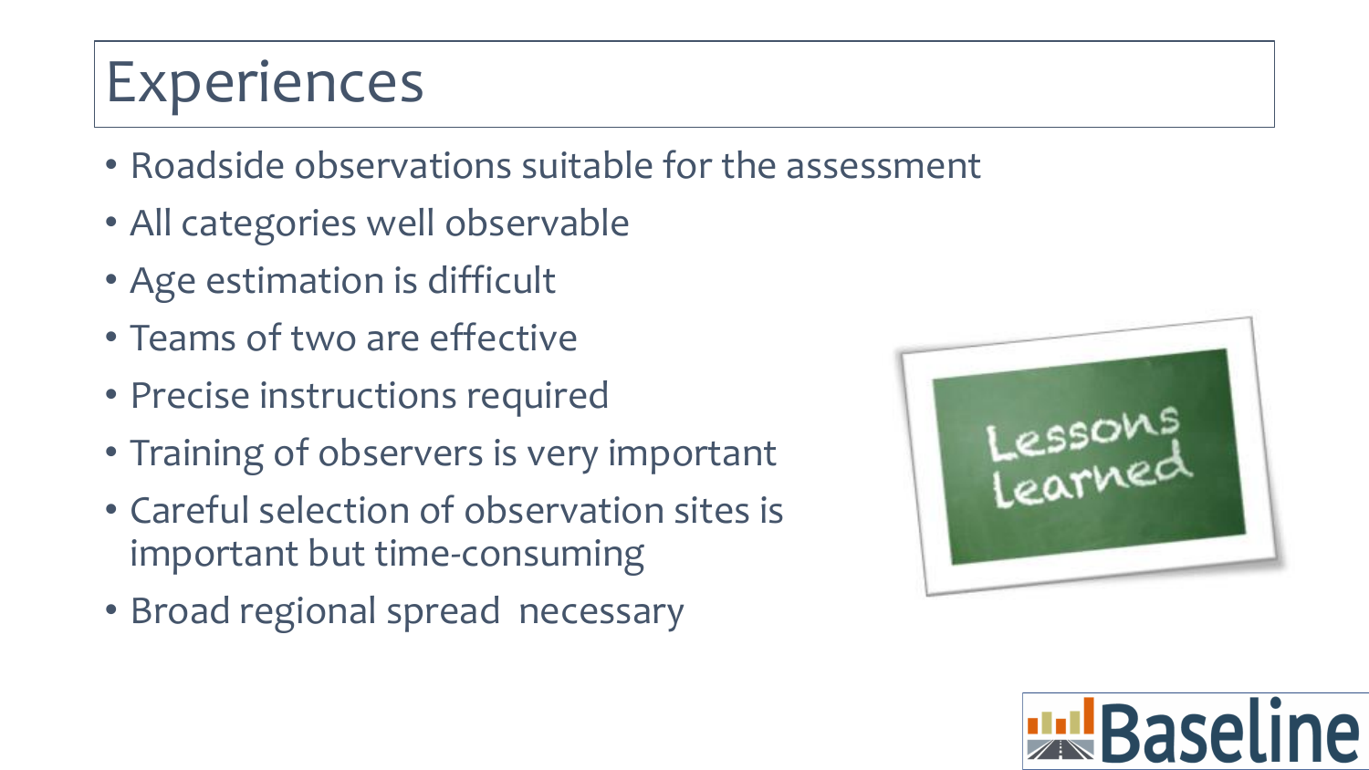# Experiences

- Roadside observations suitable for the assessment
- All categories well observable
- Age estimation is difficult
- Teams of two are effective
- Precise instructions required
- Training of observers is very important
- Careful selection of observation sites is important but time-consuming
- Broad regional spread  necessary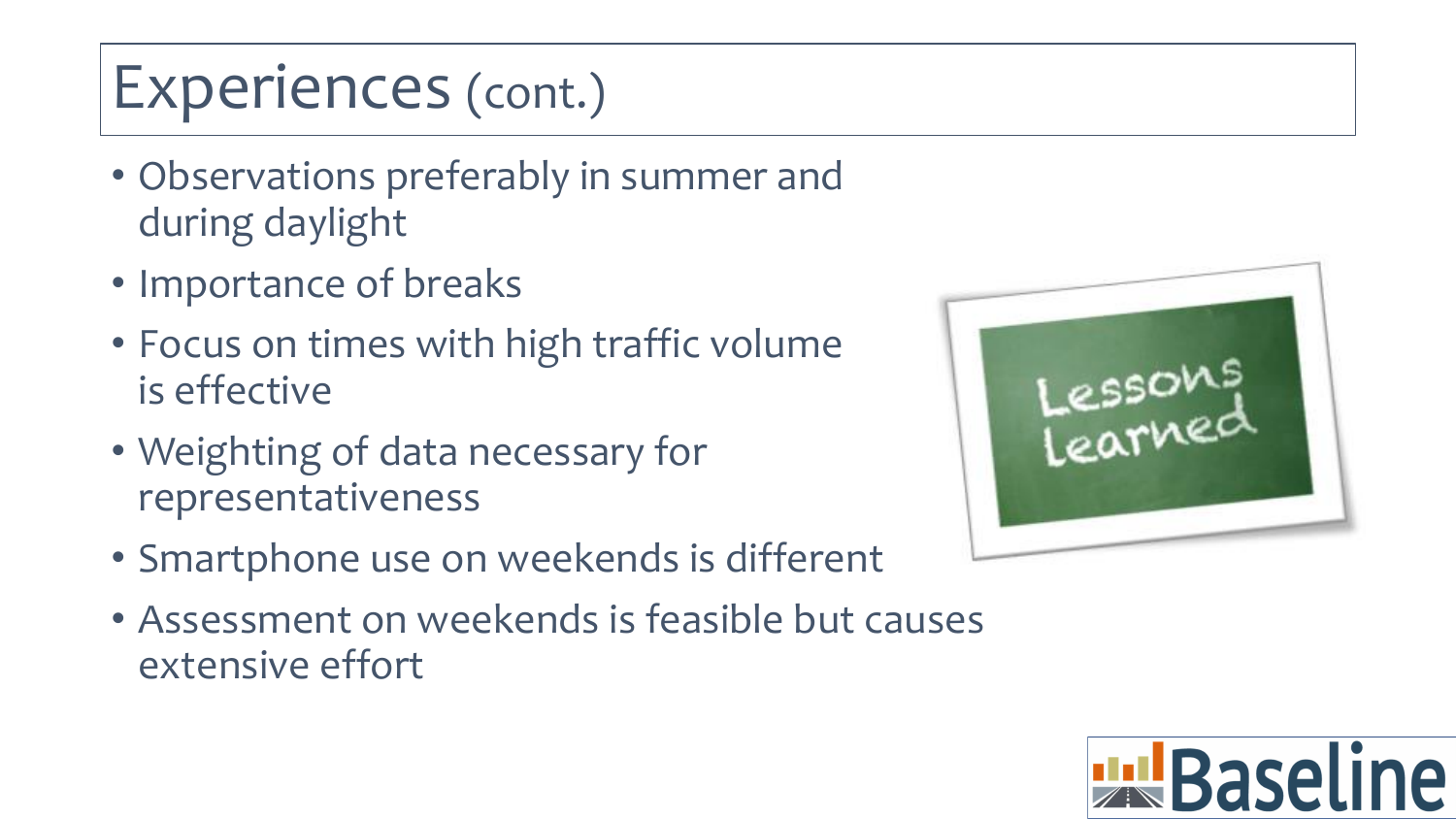# Experiences (cont.)

- Observations preferably in summer and during daylight
- Importance of breaks
- Focus on times with high traffic volume is effective
- Weighting of data necessary for representativeness
- Smartphone use on weekends is different
- Assessment on weekends is feasible but causes extensive effort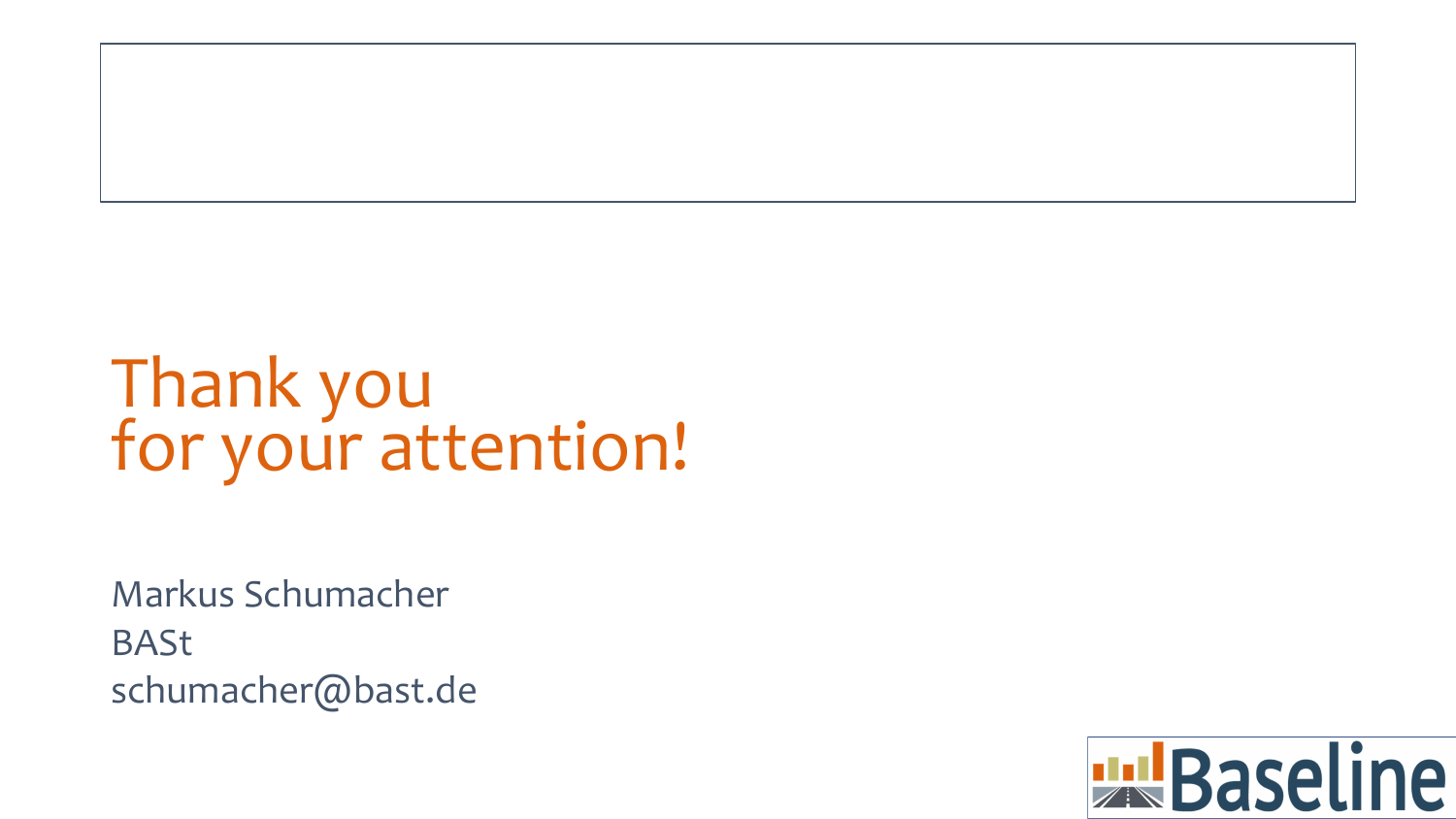# Thank you for your attention!

Markus Schumacher
BASt
schumacher@bast.de

Baseline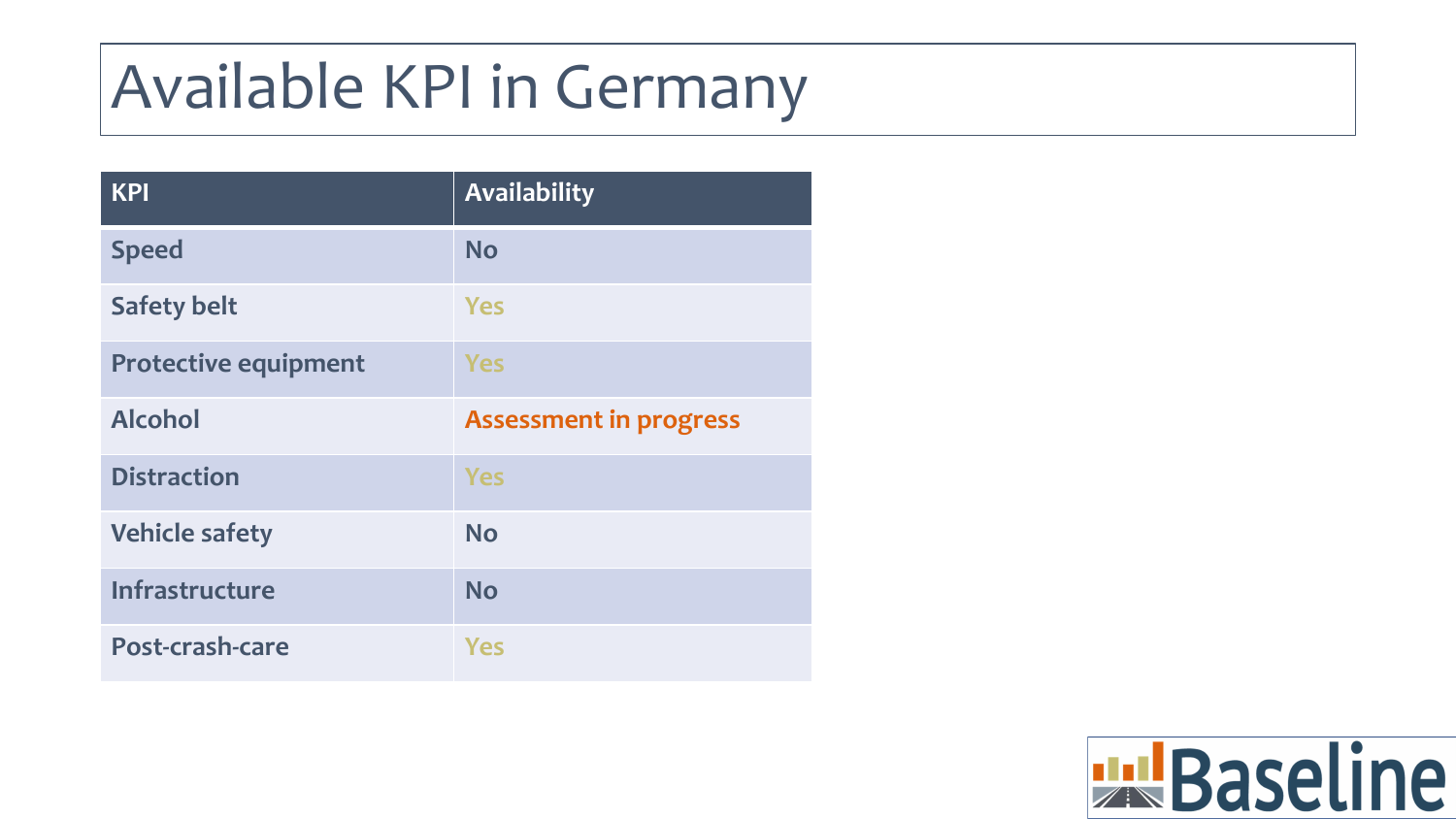# Available KPI in Germany

| KPI | Availability |
|---|---|
| Speed | No |
| Safety belt | Yes |
| Protective equipment | Yes |
| Alcohol | Assessment in progress |
| Distraction | Yes |
| Vehicle safety | No |
| Infrastructure | No |
| Post-crash-care | Yes |

Baseline